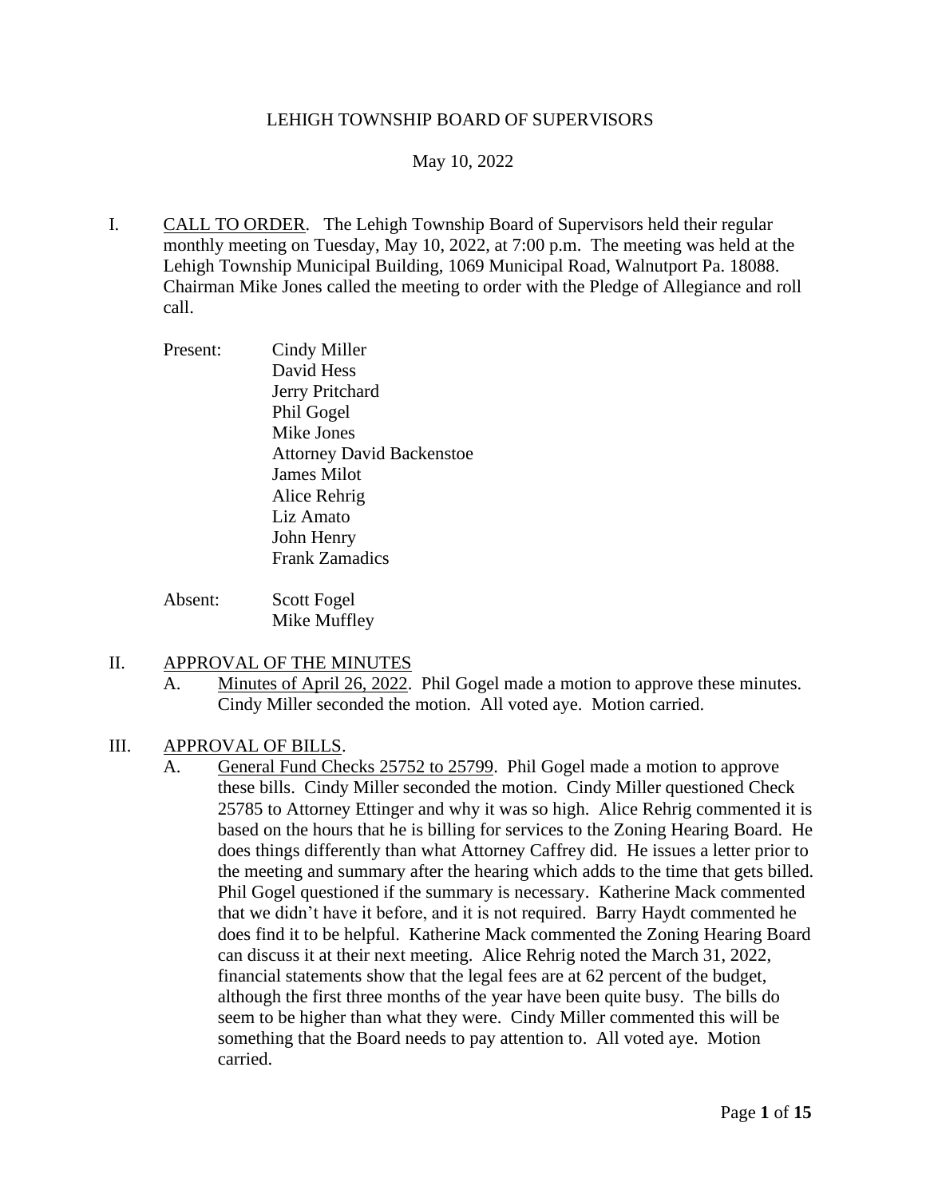LEHIGH TOWNSHIP BOARD OF SUPERVISORS

May 10, 2022

I. CALL TO ORDER. The Lehigh Township Board of Supervisors held their regular monthly meeting on Tuesday, May 10, 2022, at 7:00 p.m. The meeting was held at the Lehigh Township Municipal Building, 1069 Municipal Road, Walnutport Pa. 18088. Chairman Mike Jones called the meeting to order with the Pledge of Allegiance and roll call.

Present:
- Cindy Miller
- David Hess
- Jerry Pritchard
- Phil Gogel
- Mike Jones
- Attorney David Backenstoe
- James Milot
- Alice Rehrig
- Liz Amato
- John Henry
- Frank Zamadics

Absent:
- Scott Fogel
- Mike Muffley

II. APPROVAL OF THE MINUTES

A. Minutes of April 26, 2022. Phil Gogel made a motion to approve these minutes. Cindy Miller seconded the motion. All voted aye. Motion carried.

III. APPROVAL OF BILLS.

A. General Fund Checks 25752 to 25799. Phil Gogel made a motion to approve these bills. Cindy Miller seconded the motion. Cindy Miller questioned Check 25785 to Attorney Ettinger and why it was so high. Alice Rehrig commented it is based on the hours that he is billing for services to the Zoning Hearing Board. He does things differently than what Attorney Caffrey did. He issues a letter prior to the meeting and summary after the hearing which adds to the time that gets billed. Phil Gogel questioned if the summary is necessary. Katherine Mack commented that we didn't have it before, and it is not required. Barry Haydt commented he does find it to be helpful. Katherine Mack commented the Zoning Hearing Board can discuss it at their next meeting. Alice Rehrig noted the March 31, 2022, financial statements show that the legal fees are at 62 percent of the budget, although the first three months of the year have been quite busy. The bills do seem to be higher than what they were. Cindy Miller commented this will be something that the Board needs to pay attention to. All voted aye. Motion carried.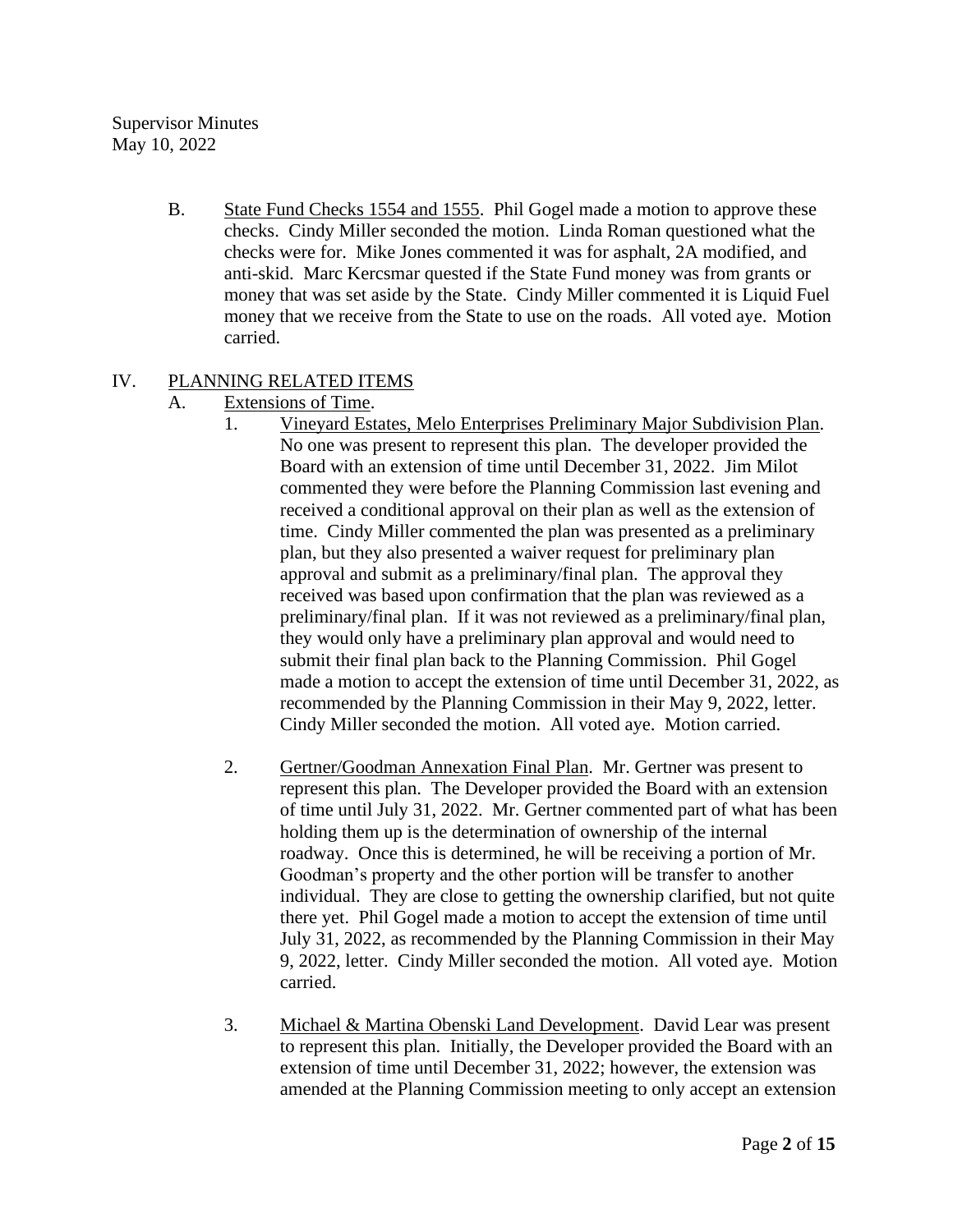B. State Fund Checks 1554 and 1555. Phil Gogel made a motion to approve these checks. Cindy Miller seconded the motion. Linda Roman questioned what the checks were for. Mike Jones commented it was for asphalt, 2A modified, and anti-skid. Marc Kercsmar quested if the State Fund money was from grants or money that was set aside by the State. Cindy Miller commented it is Liquid Fuel money that we receive from the State to use on the roads. All voted aye. Motion carried.

## IV. PLANNING RELATED ITEMS

### A. Extensions of Time.

1. Vineyard Estates, Melo Enterprises Preliminary Major Subdivision Plan. No one was present to represent this plan. The developer provided the Board with an extension of time until December 31, 2022. Jim Milot commented they were before the Planning Commission last evening and received a conditional approval on their plan as well as the extension of time. Cindy Miller commented the plan was presented as a preliminary plan, but they also presented a waiver request for preliminary plan approval and submit as a preliminary/final plan. The approval they received was based upon confirmation that the plan was reviewed as a preliminary/final plan. If it was not reviewed as a preliminary/final plan, they would only have a preliminary plan approval and would need to submit their final plan back to the Planning Commission. Phil Gogel made a motion to accept the extension of time until December 31, 2022, as recommended by the Planning Commission in their May 9, 2022, letter. Cindy Miller seconded the motion. All voted aye. Motion carried.

2. Gertner/Goodman Annexation Final Plan. Mr. Gertner was present to represent this plan. The Developer provided the Board with an extension of time until July 31, 2022. Mr. Gertner commented part of what has been holding them up is the determination of ownership of the internal roadway. Once this is determined, he will be receiving a portion of Mr. Goodman's property and the other portion will be transfer to another individual. They are close to getting the ownership clarified, but not quite there yet. Phil Gogel made a motion to accept the extension of time until July 31, 2022, as recommended by the Planning Commission in their May 9, 2022, letter. Cindy Miller seconded the motion. All voted aye. Motion carried.

3. Michael & Martina Obenski Land Development. David Lear was present to represent this plan. Initially, the Developer provided the Board with an extension of time until December 31, 2022; however, the extension was amended at the Planning Commission meeting to only accept an extension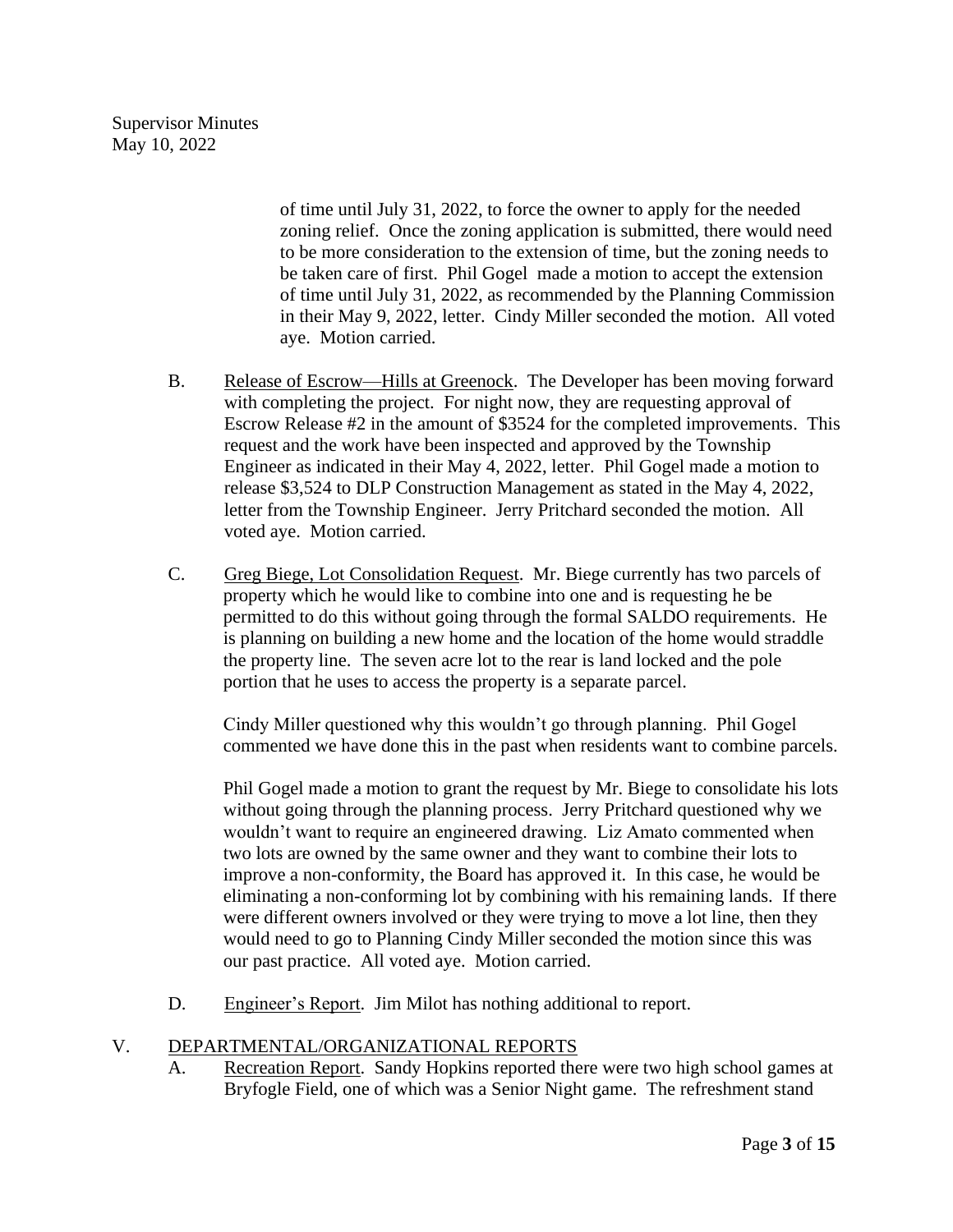of time until July 31, 2022, to force the owner to apply for the needed zoning relief. Once the zoning application is submitted, there would need to be more consideration to the extension of time, but the zoning needs to be taken care of first. Phil Gogel made a motion to accept the extension of time until July 31, 2022, as recommended by the Planning Commission in their May 9, 2022, letter. Cindy Miller seconded the motion. All voted aye. Motion carried.

B. Release of Escrow—Hills at Greenock. The Developer has been moving forward with completing the project. For night now, they are requesting approval of Escrow Release #2 in the amount of $3524 for the completed improvements. This request and the work have been inspected and approved by the Township Engineer as indicated in their May 4, 2022, letter. Phil Gogel made a motion to release $3,524 to DLP Construction Management as stated in the May 4, 2022, letter from the Township Engineer. Jerry Pritchard seconded the motion. All voted aye. Motion carried.

C. Greg Biege, Lot Consolidation Request. Mr. Biege currently has two parcels of property which he would like to combine into one and is requesting he be permitted to do this without going through the formal SALDO requirements. He is planning on building a new home and the location of the home would straddle the property line. The seven acre lot to the rear is land locked and the pole portion that he uses to access the property is a separate parcel.

   Cindy Miller questioned why this wouldn't go through planning. Phil Gogel commented we have done this in the past when residents want to combine parcels.

   Phil Gogel made a motion to grant the request by Mr. Biege to consolidate his lots without going through the planning process. Jerry Pritchard questioned why we wouldn't want to require an engineered drawing. Liz Amato commented when two lots are owned by the same owner and they want to combine their lots to improve a non-conformity, the Board has approved it. In this case, he would be eliminating a non-conforming lot by combining with his remaining lands. If there were different owners involved or they were trying to move a lot line, then they would need to go to Planning Cindy Miller seconded the motion since this was our past practice. All voted aye. Motion carried.

D. Engineer's Report. Jim Milot has nothing additional to report.

## V. DEPARTMENTAL/ORGANIZATIONAL REPORTS

A. Recreation Report. Sandy Hopkins reported there were two high school games at Bryfogle Field, one of which was a Senior Night game. The refreshment stand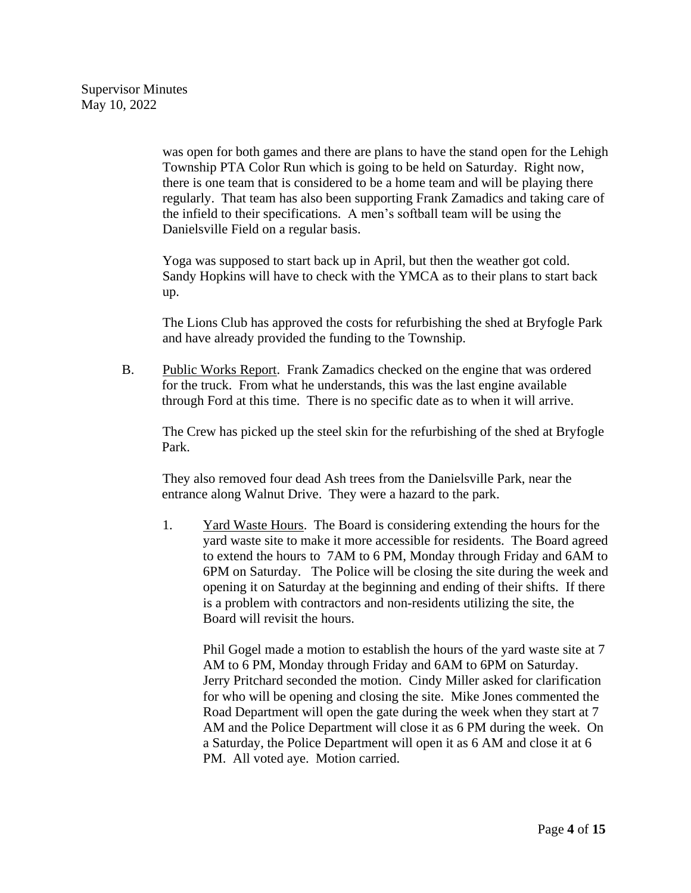was open for both games and there are plans to have the stand open for the Lehigh Township PTA Color Run which is going to be held on Saturday. Right now, there is one team that is considered to be a home team and will be playing there regularly. That team has also been supporting Frank Zamadics and taking care of the infield to their specifications. A men's softball team will be using the Danielsville Field on a regular basis.

Yoga was supposed to start back up in April, but then the weather got cold. Sandy Hopkins will have to check with the YMCA as to their plans to start back up.

The Lions Club has approved the costs for refurbishing the shed at Bryfogle Park and have already provided the funding to the Township.

B. Public Works Report. Frank Zamadics checked on the engine that was ordered for the truck. From what he understands, this was the last engine available through Ford at this time. There is no specific date as to when it will arrive.

The Crew has picked up the steel skin for the refurbishing of the shed at Bryfogle Park.

They also removed four dead Ash trees from the Danielsville Park, near the entrance along Walnut Drive. They were a hazard to the park.

1. Yard Waste Hours. The Board is considering extending the hours for the yard waste site to make it more accessible for residents. The Board agreed to extend the hours to 7AM to 6 PM, Monday through Friday and 6AM to 6PM on Saturday. The Police will be closing the site during the week and opening it on Saturday at the beginning and ending of their shifts. If there is a problem with contractors and non-residents utilizing the site, the Board will revisit the hours.

   Phil Gogel made a motion to establish the hours of the yard waste site at 7 AM to 6 PM, Monday through Friday and 6AM to 6PM on Saturday. Jerry Pritchard seconded the motion. Cindy Miller asked for clarification for who will be opening and closing the site. Mike Jones commented the Road Department will open the gate during the week when they start at 7 AM and the Police Department will close it as 6 PM during the week. On a Saturday, the Police Department will open it as 6 AM and close it at 6 PM. All voted aye. Motion carried.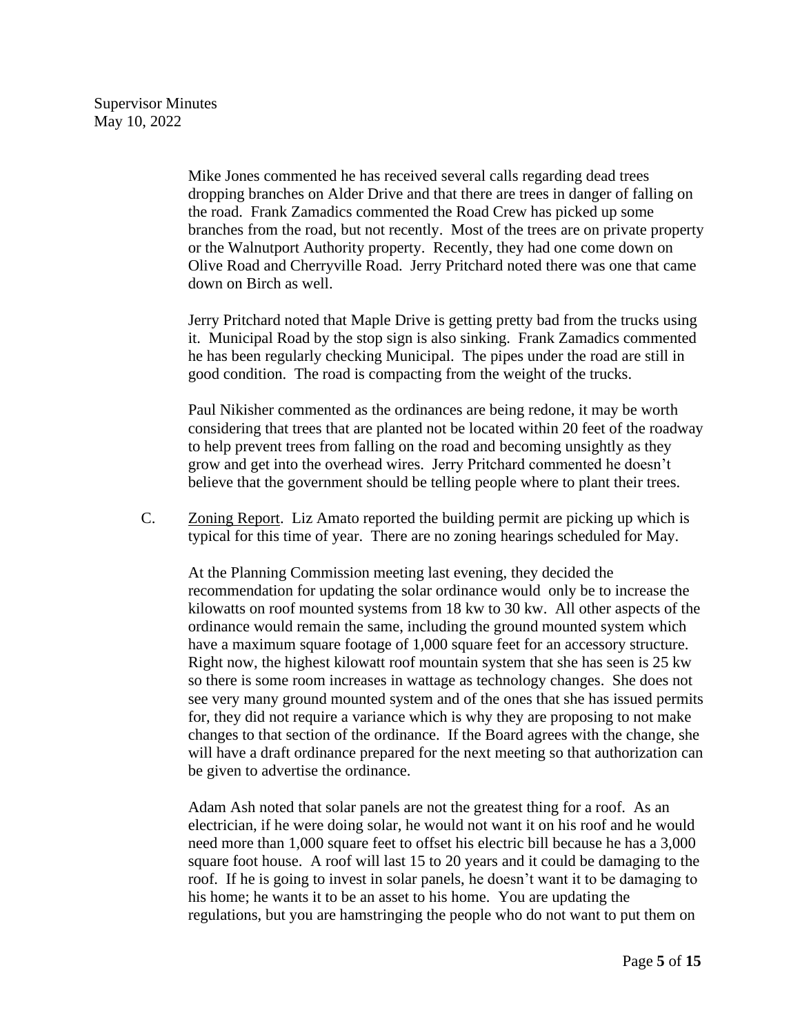Mike Jones commented he has received several calls regarding dead trees dropping branches on Alder Drive and that there are trees in danger of falling on the road. Frank Zamadics commented the Road Crew has picked up some branches from the road, but not recently. Most of the trees are on private property or the Walnutport Authority property. Recently, they had one come down on Olive Road and Cherryville Road. Jerry Pritchard noted there was one that came down on Birch as well.

Jerry Pritchard noted that Maple Drive is getting pretty bad from the trucks using it. Municipal Road by the stop sign is also sinking. Frank Zamadics commented he has been regularly checking Municipal. The pipes under the road are still in good condition. The road is compacting from the weight of the trucks.

Paul Nikisher commented as the ordinances are being redone, it may be worth considering that trees that are planted not be located within 20 feet of the roadway to help prevent trees from falling on the road and becoming unsightly as they grow and get into the overhead wires. Jerry Pritchard commented he doesn't believe that the government should be telling people where to plant their trees.

C. Zoning Report. Liz Amato reported the building permit are picking up which is typical for this time of year. There are no zoning hearings scheduled for May.

At the Planning Commission meeting last evening, they decided the recommendation for updating the solar ordinance would only be to increase the kilowatts on roof mounted systems from 18 kw to 30 kw. All other aspects of the ordinance would remain the same, including the ground mounted system which have a maximum square footage of 1,000 square feet for an accessory structure. Right now, the highest kilowatt roof mountain system that she has seen is 25 kw so there is some room increases in wattage as technology changes. She does not see very many ground mounted system and of the ones that she has issued permits for, they did not require a variance which is why they are proposing to not make changes to that section of the ordinance. If the Board agrees with the change, she will have a draft ordinance prepared for the next meeting so that authorization can be given to advertise the ordinance.

Adam Ash noted that solar panels are not the greatest thing for a roof. As an electrician, if he were doing solar, he would not want it on his roof and he would need more than 1,000 square feet to offset his electric bill because he has a 3,000 square foot house. A roof will last 15 to 20 years and it could be damaging to the roof. If he is going to invest in solar panels, he doesn't want it to be damaging to his home; he wants it to be an asset to his home. You are updating the regulations, but you are hamstringing the people who do not want to put them on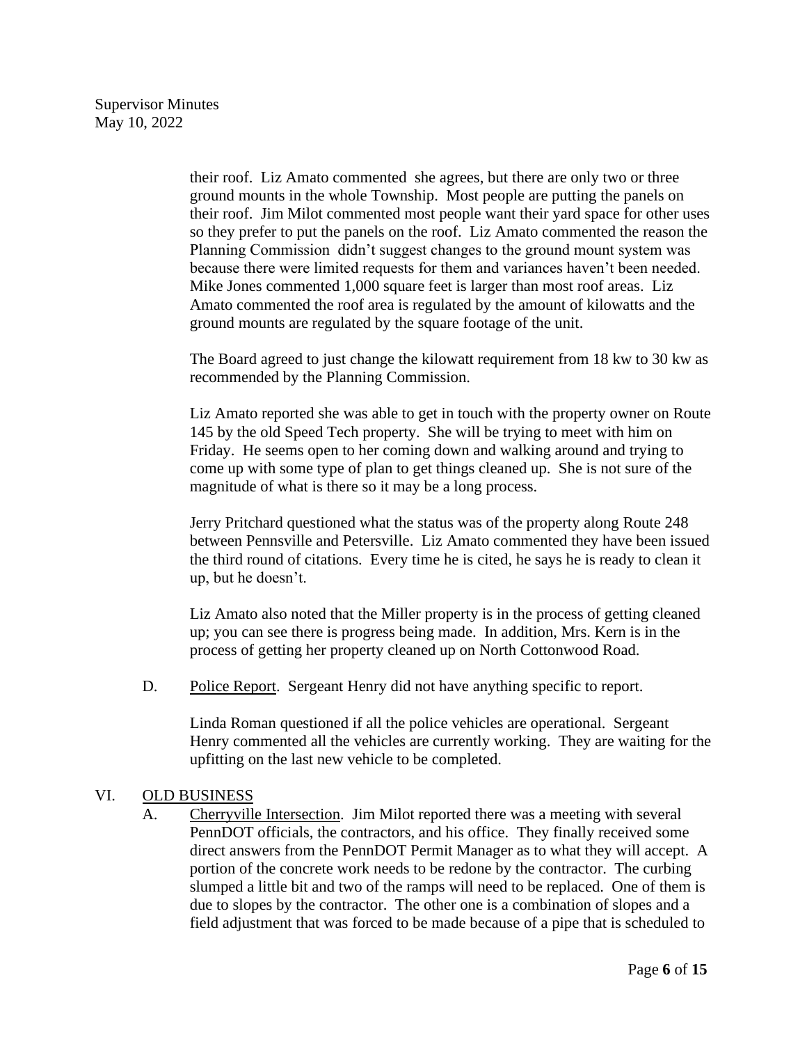their roof. Liz Amato commented she agrees, but there are only two or three ground mounts in the whole Township. Most people are putting the panels on their roof. Jim Milot commented most people want their yard space for other uses so they prefer to put the panels on the roof. Liz Amato commented the reason the Planning Commission didn't suggest changes to the ground mount system was because there were limited requests for them and variances haven't been needed. Mike Jones commented 1,000 square feet is larger than most roof areas. Liz Amato commented the roof area is regulated by the amount of kilowatts and the ground mounts are regulated by the square footage of the unit.

The Board agreed to just change the kilowatt requirement from 18 kw to 30 kw as recommended by the Planning Commission.

Liz Amato reported she was able to get in touch with the property owner on Route 145 by the old Speed Tech property. She will be trying to meet with him on Friday. He seems open to her coming down and walking around and trying to come up with some type of plan to get things cleaned up. She is not sure of the magnitude of what is there so it may be a long process.

Jerry Pritchard questioned what the status was of the property along Route 248 between Pennsville and Petersville. Liz Amato commented they have been issued the third round of citations. Every time he is cited, he says he is ready to clean it up, but he doesn't.

Liz Amato also noted that the Miller property is in the process of getting cleaned up; you can see there is progress being made. In addition, Mrs. Kern is in the process of getting her property cleaned up on North Cottonwood Road.

D. <u>Police Report</u>. Sergeant Henry did not have anything specific to report.

Linda Roman questioned if all the police vehicles are operational. Sergeant Henry commented all the vehicles are currently working. They are waiting for the upfitting on the last new vehicle to be completed.

## VI. <u>OLD BUSINESS</u>

A. <u>Cherryville Intersection</u>. Jim Milot reported there was a meeting with several PennDOT officials, the contractors, and his office. They finally received some direct answers from the PennDOT Permit Manager as to what they will accept. A portion of the concrete work needs to be redone by the contractor. The curbing slumped a little bit and two of the ramps will need to be replaced. One of them is due to slopes by the contractor. The other one is a combination of slopes and a field adjustment that was forced to be made because of a pipe that is scheduled to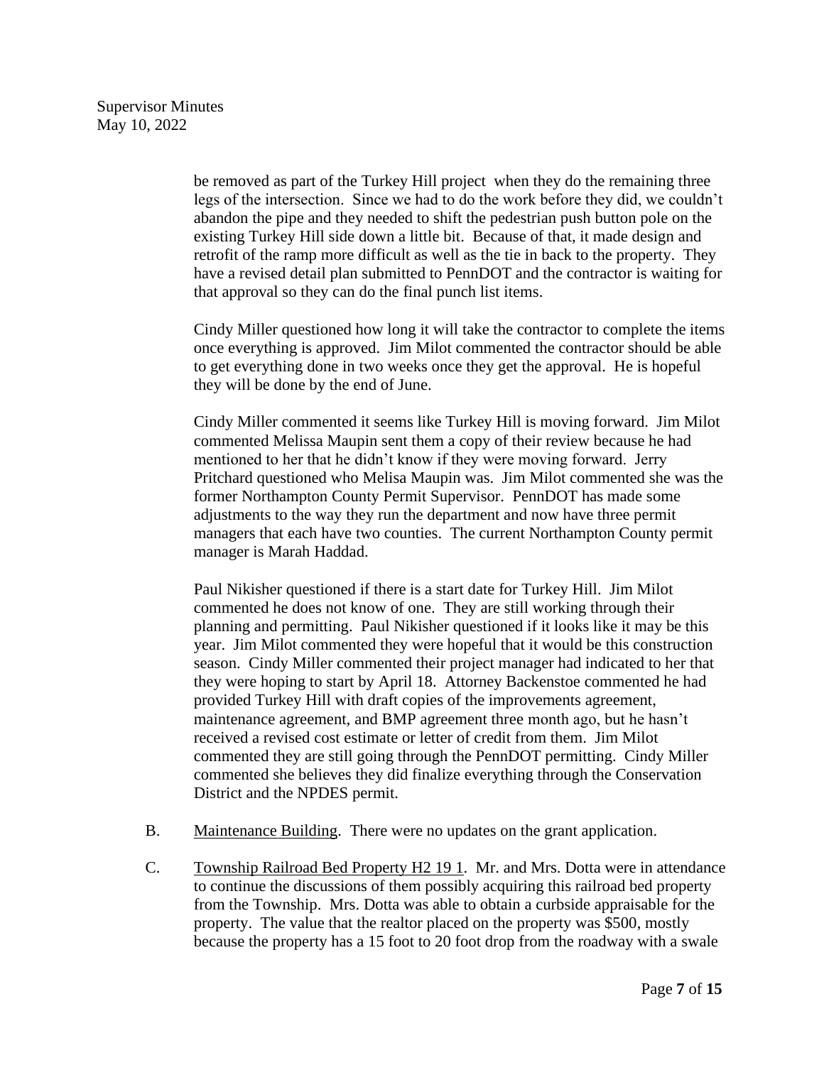be removed as part of the Turkey Hill project when they do the remaining three legs of the intersection. Since we had to do the work before they did, we couldn't abandon the pipe and they needed to shift the pedestrian push button pole on the existing Turkey Hill side down a little bit. Because of that, it made design and retrofit of the ramp more difficult as well as the tie in back to the property. They have a revised detail plan submitted to PennDOT and the contractor is waiting for that approval so they can do the final punch list items.

Cindy Miller questioned how long it will take the contractor to complete the items once everything is approved. Jim Milot commented the contractor should be able to get everything done in two weeks once they get the approval. He is hopeful they will be done by the end of June.

Cindy Miller commented it seems like Turkey Hill is moving forward. Jim Milot commented Melissa Maupin sent them a copy of their review because he had mentioned to her that he didn't know if they were moving forward. Jerry Pritchard questioned who Melisa Maupin was. Jim Milot commented she was the former Northampton County Permit Supervisor. PennDOT has made some adjustments to the way they run the department and now have three permit managers that each have two counties. The current Northampton County permit manager is Marah Haddad.

Paul Nikisher questioned if there is a start date for Turkey Hill. Jim Milot commented he does not know of one. They are still working through their planning and permitting. Paul Nikisher questioned if it looks like it may be this year. Jim Milot commented they were hopeful that it would be this construction season. Cindy Miller commented their project manager had indicated to her that they were hoping to start by April 18. Attorney Backenstoe commented he had provided Turkey Hill with draft copies of the improvements agreement, maintenance agreement, and BMP agreement three month ago, but he hasn't received a revised cost estimate or letter of credit from them. Jim Milot commented they are still going through the PennDOT permitting. Cindy Miller commented she believes they did finalize everything through the Conservation District and the NPDES permit.

B. Maintenance Building. There were no updates on the grant application.

C. Township Railroad Bed Property H2 19 1. Mr. and Mrs. Dotta were in attendance to continue the discussions of them possibly acquiring this railroad bed property from the Township. Mrs. Dotta was able to obtain a curbside appraisable for the property. The value that the realtor placed on the property was $500, mostly because the property has a 15 foot to 20 foot drop from the roadway with a swale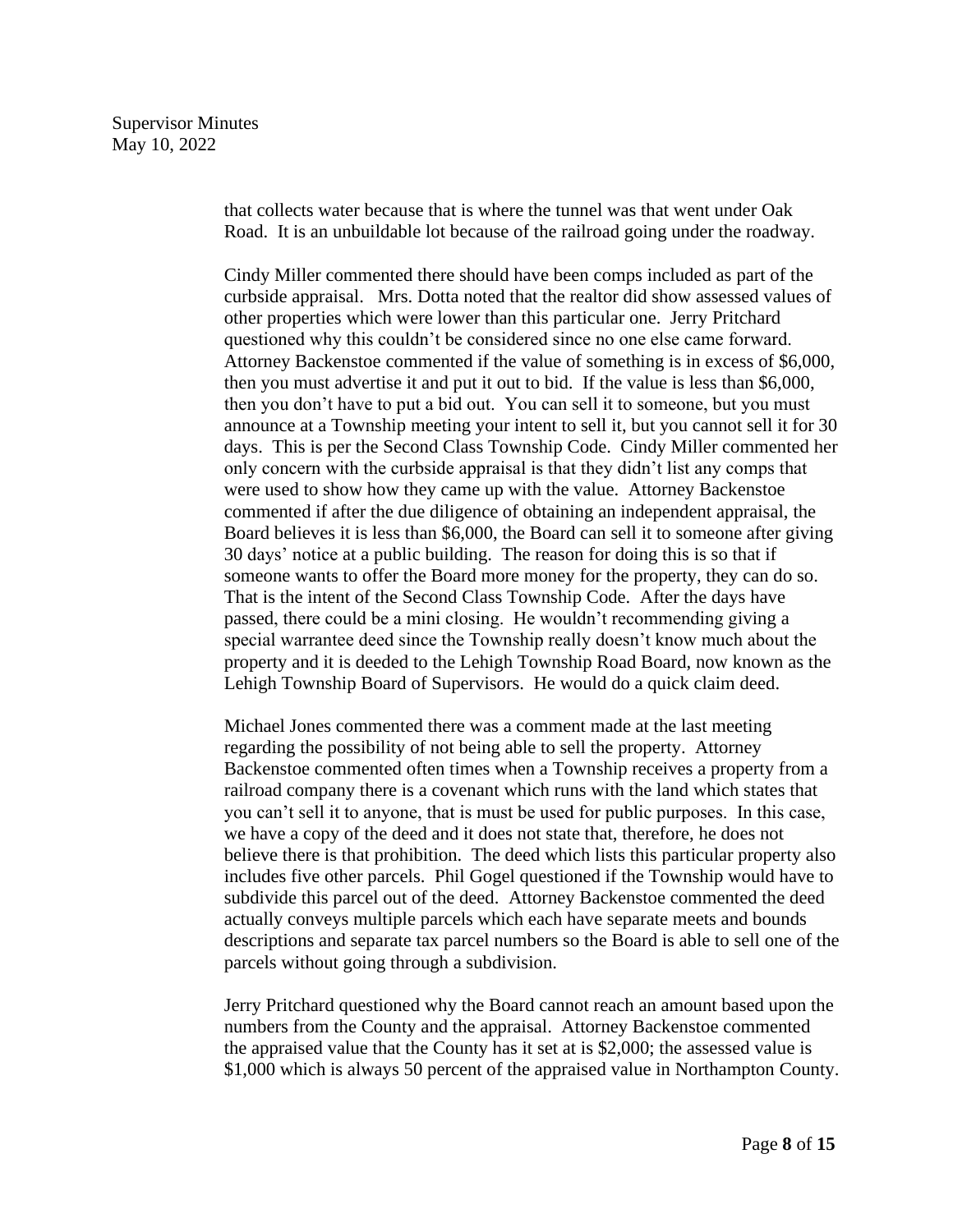that collects water because that is where the tunnel was that went under Oak Road. It is an unbuildable lot because of the railroad going under the roadway.

Cindy Miller commented there should have been comps included as part of the curbside appraisal. Mrs. Dotta noted that the realtor did show assessed values of other properties which were lower than this particular one. Jerry Pritchard questioned why this couldn't be considered since no one else came forward. Attorney Backenstoe commented if the value of something is in excess of $6,000, then you must advertise it and put it out to bid. If the value is less than $6,000, then you don't have to put a bid out. You can sell it to someone, but you must announce at a Township meeting your intent to sell it, but you cannot sell it for 30 days. This is per the Second Class Township Code. Cindy Miller commented her only concern with the curbside appraisal is that they didn't list any comps that were used to show how they came up with the value. Attorney Backenstoe commented if after the due diligence of obtaining an independent appraisal, the Board believes it is less than $6,000, the Board can sell it to someone after giving 30 days' notice at a public building. The reason for doing this is so that if someone wants to offer the Board more money for the property, they can do so. That is the intent of the Second Class Township Code. After the days have passed, there could be a mini closing. He wouldn't recommending giving a special warrantee deed since the Township really doesn't know much about the property and it is deeded to the Lehigh Township Road Board, now known as the Lehigh Township Board of Supervisors. He would do a quick claim deed.

Michael Jones commented there was a comment made at the last meeting regarding the possibility of not being able to sell the property. Attorney Backenstoe commented often times when a Township receives a property from a railroad company there is a covenant which runs with the land which states that you can't sell it to anyone, that is must be used for public purposes. In this case, we have a copy of the deed and it does not state that, therefore, he does not believe there is that prohibition. The deed which lists this particular property also includes five other parcels. Phil Gogel questioned if the Township would have to subdivide this parcel out of the deed. Attorney Backenstoe commented the deed actually conveys multiple parcels which each have separate meets and bounds descriptions and separate tax parcel numbers so the Board is able to sell one of the parcels without going through a subdivision.

Jerry Pritchard questioned why the Board cannot reach an amount based upon the numbers from the County and the appraisal. Attorney Backenstoe commented the appraised value that the County has it set at is $2,000; the assessed value is $1,000 which is always 50 percent of the appraised value in Northampton County.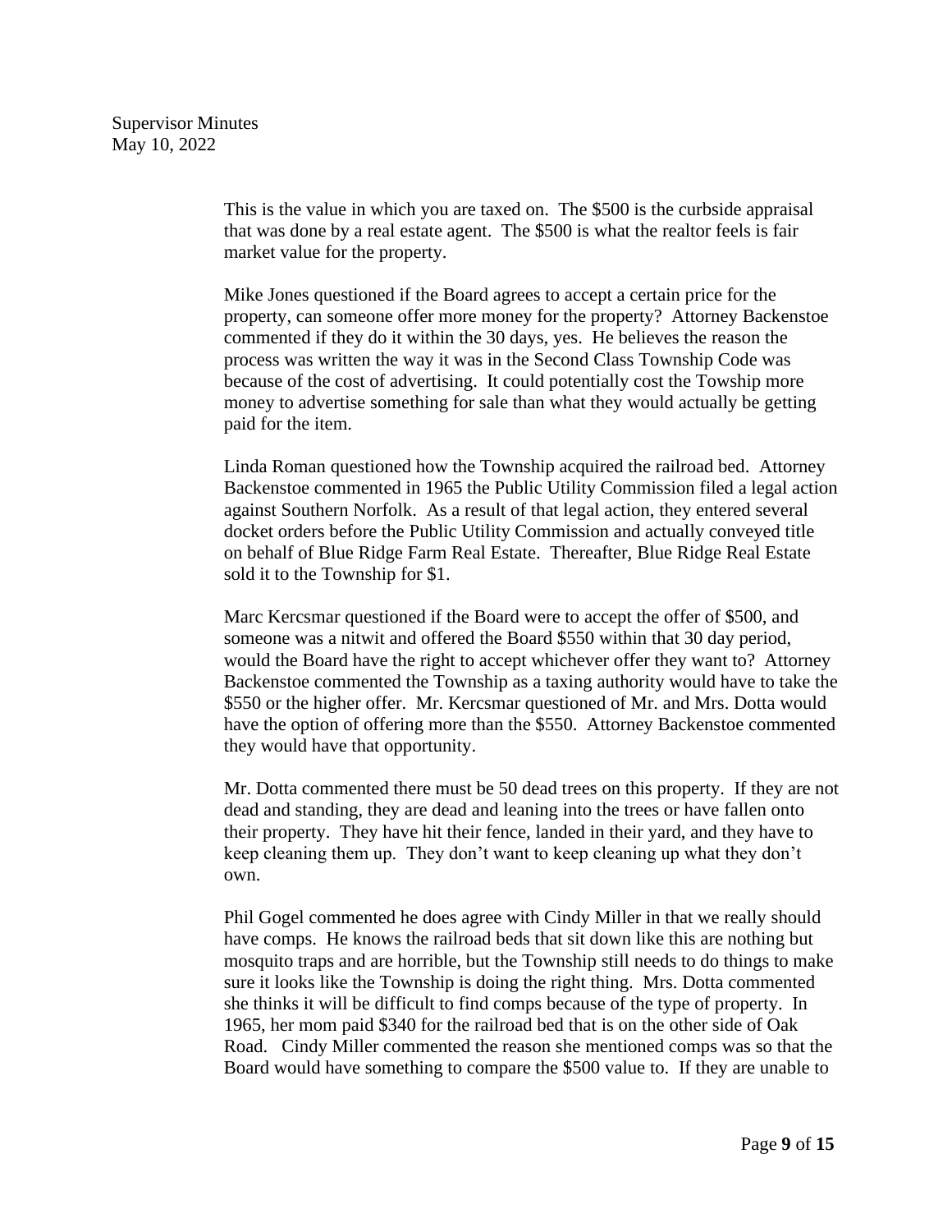This is the value in which you are taxed on. The $500 is the curbside appraisal that was done by a real estate agent. The $500 is what the realtor feels is fair market value for the property.

Mike Jones questioned if the Board agrees to accept a certain price for the property, can someone offer more money for the property? Attorney Backenstoe commented if they do it within the 30 days, yes. He believes the reason the process was written the way it was in the Second Class Township Code was because of the cost of advertising. It could potentially cost the Towship more money to advertise something for sale than what they would actually be getting paid for the item.

Linda Roman questioned how the Township acquired the railroad bed. Attorney Backenstoe commented in 1965 the Public Utility Commission filed a legal action against Southern Norfolk. As a result of that legal action, they entered several docket orders before the Public Utility Commission and actually conveyed title on behalf of Blue Ridge Farm Real Estate. Thereafter, Blue Ridge Real Estate sold it to the Township for $1.

Marc Kercsmar questioned if the Board were to accept the offer of $500, and someone was a nitwit and offered the Board $550 within that 30 day period, would the Board have the right to accept whichever offer they want to? Attorney Backenstoe commented the Township as a taxing authority would have to take the $550 or the higher offer. Mr. Kercsmar questioned of Mr. and Mrs. Dotta would have the option of offering more than the $550. Attorney Backenstoe commented they would have that opportunity.

Mr. Dotta commented there must be 50 dead trees on this property. If they are not dead and standing, they are dead and leaning into the trees or have fallen onto their property. They have hit their fence, landed in their yard, and they have to keep cleaning them up. They don't want to keep cleaning up what they don't own.

Phil Gogel commented he does agree with Cindy Miller in that we really should have comps. He knows the railroad beds that sit down like this are nothing but mosquito traps and are horrible, but the Township still needs to do things to make sure it looks like the Township is doing the right thing. Mrs. Dotta commented she thinks it will be difficult to find comps because of the type of property. In 1965, her mom paid $340 for the railroad bed that is on the other side of Oak Road. Cindy Miller commented the reason she mentioned comps was so that the Board would have something to compare the $500 value to. If they are unable to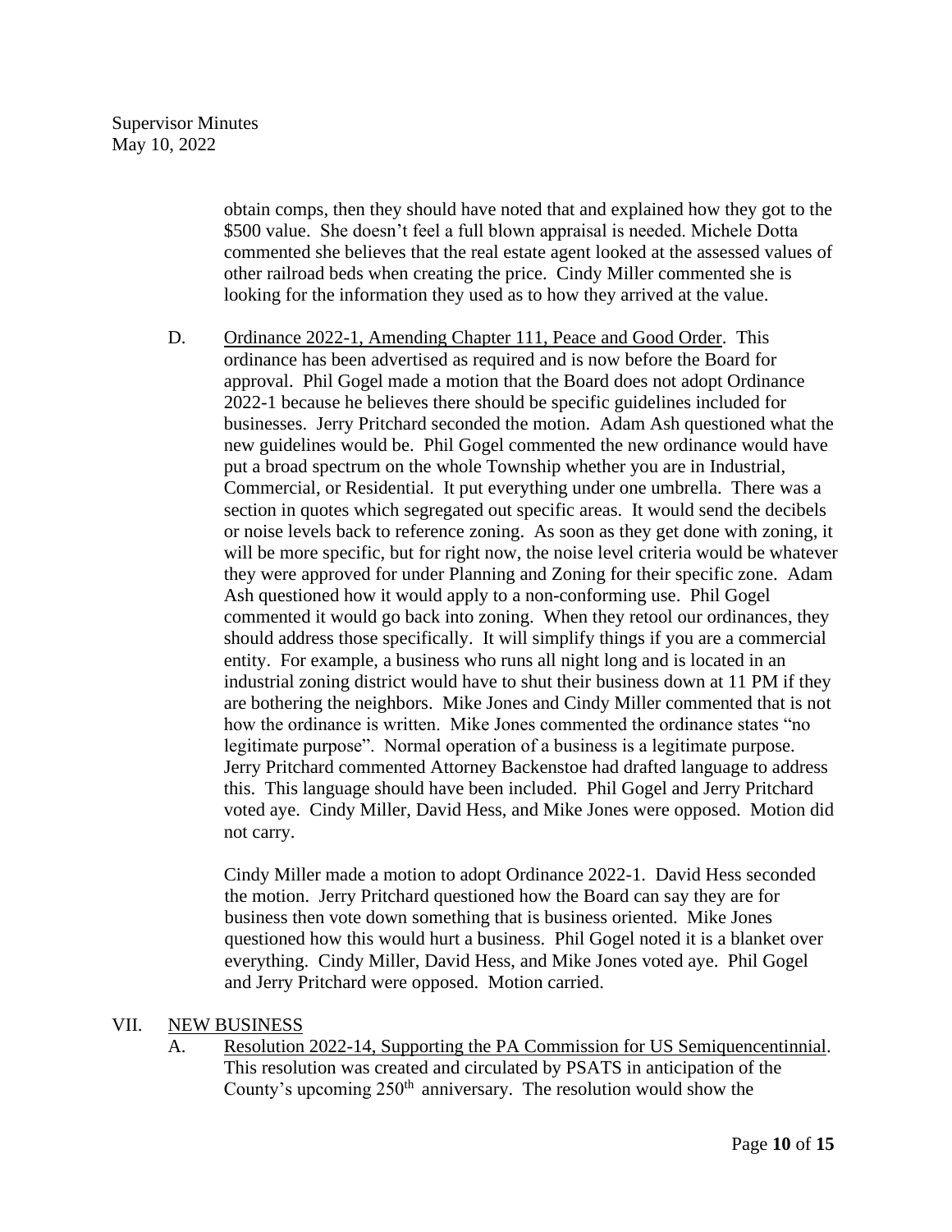obtain comps, then they should have noted that and explained how they got to the $500 value. She doesn't feel a full blown appraisal is needed. Michele Dotta commented she believes that the real estate agent looked at the assessed values of other railroad beds when creating the price. Cindy Miller commented she is looking for the information they used as to how they arrived at the value.

D. <u>Ordinance 2022-1, Amending Chapter 111, Peace and Good Order</u>. This ordinance has been advertised as required and is now before the Board for approval. Phil Gogel made a motion that the Board does not adopt Ordinance 2022-1 because he believes there should be specific guidelines included for businesses. Jerry Pritchard seconded the motion. Adam Ash questioned what the new guidelines would be. Phil Gogel commented the new ordinance would have put a broad spectrum on the whole Township whether you are in Industrial, Commercial, or Residential. It put everything under one umbrella. There was a section in quotes which segregated out specific areas. It would send the decibels or noise levels back to reference zoning. As soon as they get done with zoning, it will be more specific, but for right now, the noise level criteria would be whatever they were approved for under Planning and Zoning for their specific zone. Adam Ash questioned how it would apply to a non-conforming use. Phil Gogel commented it would go back into zoning. When they retool our ordinances, they should address those specifically. It will simplify things if you are a commercial entity. For example, a business who runs all night long and is located in an industrial zoning district would have to shut their business down at 11 PM if they are bothering the neighbors. Mike Jones and Cindy Miller commented that is not how the ordinance is written. Mike Jones commented the ordinance states "no legitimate purpose". Normal operation of a business is a legitimate purpose. Jerry Pritchard commented Attorney Backenstoe had drafted language to address this. This language should have been included. Phil Gogel and Jerry Pritchard voted aye. Cindy Miller, David Hess, and Mike Jones were opposed. Motion did not carry.

Cindy Miller made a motion to adopt Ordinance 2022-1. David Hess seconded the motion. Jerry Pritchard questioned how the Board can say they are for business then vote down something that is business oriented. Mike Jones questioned how this would hurt a business. Phil Gogel noted it is a blanket over everything. Cindy Miller, David Hess, and Mike Jones voted aye. Phil Gogel and Jerry Pritchard were opposed. Motion carried.

## VII. <u>NEW BUSINESS</u>

A. <u>Resolution 2022-14, Supporting the PA Commission for US Semiquencentinnial</u>. This resolution was created and circulated by PSATS in anticipation of the County's upcoming 250th anniversary. The resolution would show the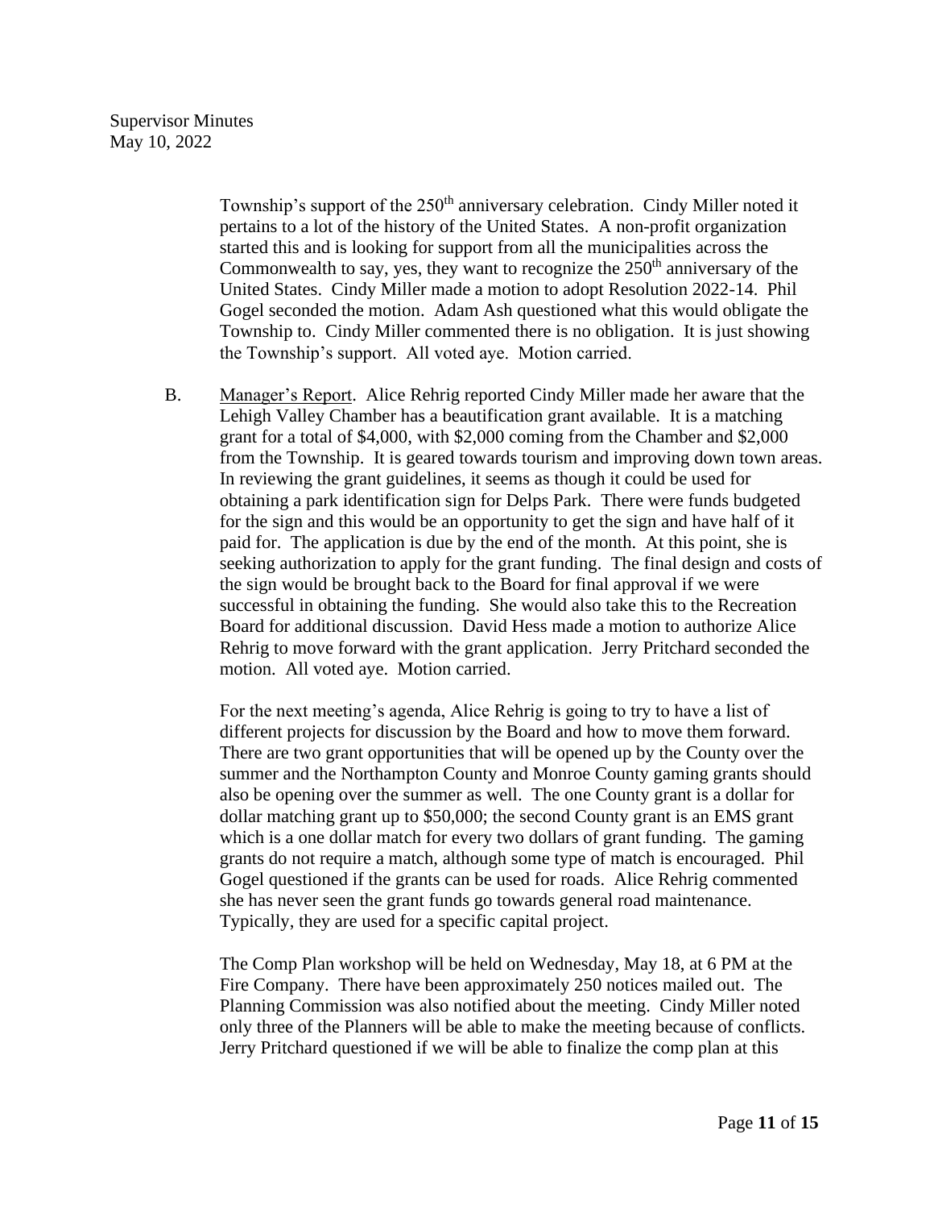Township's support of the 250th anniversary celebration. Cindy Miller noted it pertains to a lot of the history of the United States. A non-profit organization started this and is looking for support from all the municipalities across the Commonwealth to say, yes, they want to recognize the 250th anniversary of the United States. Cindy Miller made a motion to adopt Resolution 2022-14. Phil Gogel seconded the motion. Adam Ash questioned what this would obligate the Township to. Cindy Miller commented there is no obligation. It is just showing the Township's support. All voted aye. Motion carried.

B. Manager's Report. Alice Rehrig reported Cindy Miller made her aware that the Lehigh Valley Chamber has a beautification grant available. It is a matching grant for a total of $4,000, with $2,000 coming from the Chamber and $2,000 from the Township. It is geared towards tourism and improving down town areas. In reviewing the grant guidelines, it seems as though it could be used for obtaining a park identification sign for Delps Park. There were funds budgeted for the sign and this would be an opportunity to get the sign and have half of it paid for. The application is due by the end of the month. At this point, she is seeking authorization to apply for the grant funding. The final design and costs of the sign would be brought back to the Board for final approval if we were successful in obtaining the funding. She would also take this to the Recreation Board for additional discussion. David Hess made a motion to authorize Alice Rehrig to move forward with the grant application. Jerry Pritchard seconded the motion. All voted aye. Motion carried.

For the next meeting's agenda, Alice Rehrig is going to try to have a list of different projects for discussion by the Board and how to move them forward. There are two grant opportunities that will be opened up by the County over the summer and the Northampton County and Monroe County gaming grants should also be opening over the summer as well. The one County grant is a dollar for dollar matching grant up to $50,000; the second County grant is an EMS grant which is a one dollar match for every two dollars of grant funding. The gaming grants do not require a match, although some type of match is encouraged. Phil Gogel questioned if the grants can be used for roads. Alice Rehrig commented she has never seen the grant funds go towards general road maintenance. Typically, they are used for a specific capital project.

The Comp Plan workshop will be held on Wednesday, May 18, at 6 PM at the Fire Company. There have been approximately 250 notices mailed out. The Planning Commission was also notified about the meeting. Cindy Miller noted only three of the Planners will be able to make the meeting because of conflicts. Jerry Pritchard questioned if we will be able to finalize the comp plan at this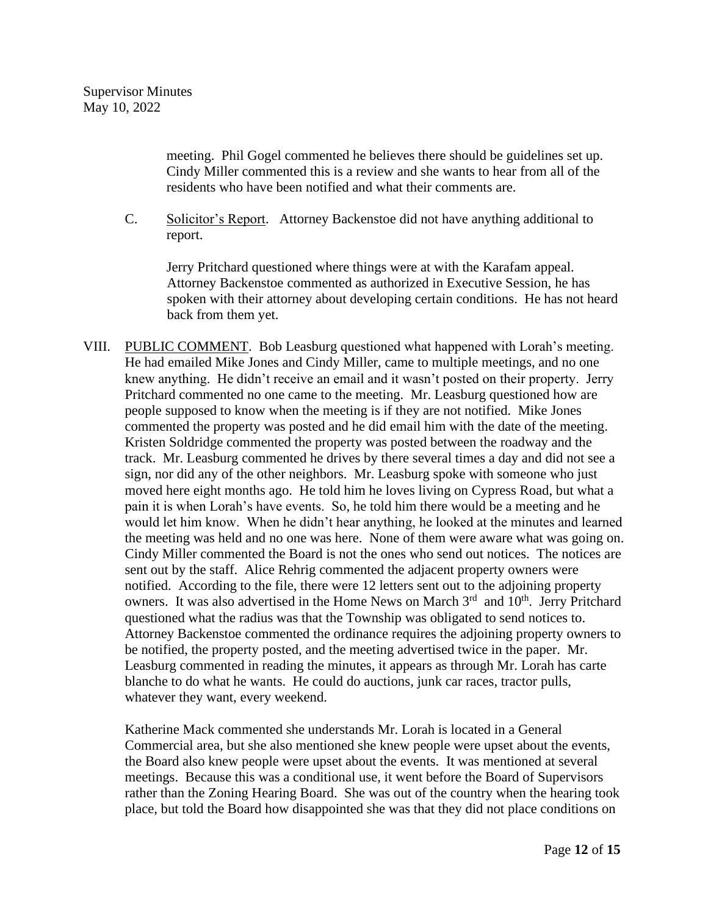meeting. Phil Gogel commented he believes there should be guidelines set up. Cindy Miller commented this is a review and she wants to hear from all of the residents who have been notified and what their comments are.

C. Solicitor's Report. Attorney Backenstoe did not have anything additional to report.

Jerry Pritchard questioned where things were at with the Karafam appeal. Attorney Backenstoe commented as authorized in Executive Session, he has spoken with their attorney about developing certain conditions. He has not heard back from them yet.

VIII. PUBLIC COMMENT. Bob Leasburg questioned what happened with Lorah's meeting. He had emailed Mike Jones and Cindy Miller, came to multiple meetings, and no one knew anything. He didn't receive an email and it wasn't posted on their property. Jerry Pritchard commented no one came to the meeting. Mr. Leasburg questioned how are people supposed to know when the meeting is if they are not notified. Mike Jones commented the property was posted and he did email him with the date of the meeting. Kristen Soldridge commented the property was posted between the roadway and the track. Mr. Leasburg commented he drives by there several times a day and did not see a sign, nor did any of the other neighbors. Mr. Leasburg spoke with someone who just moved here eight months ago. He told him he loves living on Cypress Road, but what a pain it is when Lorah's have events. So, he told him there would be a meeting and he would let him know. When he didn't hear anything, he looked at the minutes and learned the meeting was held and no one was here. None of them were aware what was going on. Cindy Miller commented the Board is not the ones who send out notices. The notices are sent out by the staff. Alice Rehrig commented the adjacent property owners were notified. According to the file, there were 12 letters sent out to the adjoining property owners. It was also advertised in the Home News on March 3rd and 10th. Jerry Pritchard questioned what the radius was that the Township was obligated to send notices to. Attorney Backenstoe commented the ordinance requires the adjoining property owners to be notified, the property posted, and the meeting advertised twice in the paper. Mr. Leasburg commented in reading the minutes, it appears as through Mr. Lorah has carte blanche to do what he wants. He could do auctions, junk car races, tractor pulls, whatever they want, every weekend.

Katherine Mack commented she understands Mr. Lorah is located in a General Commercial area, but she also mentioned she knew people were upset about the events, the Board also knew people were upset about the events. It was mentioned at several meetings. Because this was a conditional use, it went before the Board of Supervisors rather than the Zoning Hearing Board. She was out of the country when the hearing took place, but told the Board how disappointed she was that they did not place conditions on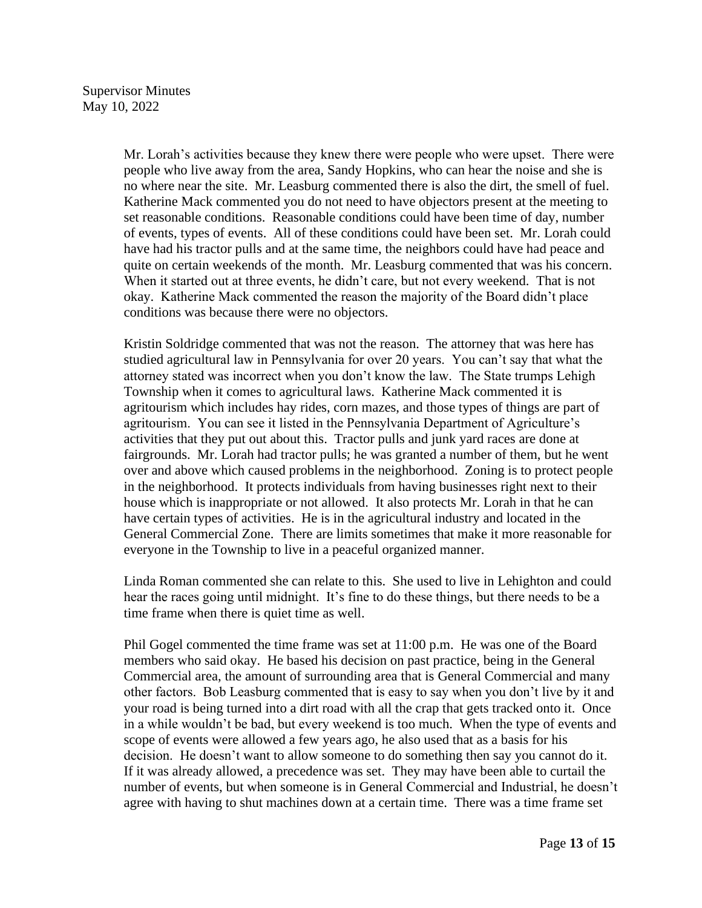Mr. Lorah's activities because they knew there were people who were upset. There were people who live away from the area, Sandy Hopkins, who can hear the noise and she is no where near the site. Mr. Leasburg commented there is also the dirt, the smell of fuel. Katherine Mack commented you do not need to have objectors present at the meeting to set reasonable conditions. Reasonable conditions could have been time of day, number of events, types of events. All of these conditions could have been set. Mr. Lorah could have had his tractor pulls and at the same time, the neighbors could have had peace and quite on certain weekends of the month. Mr. Leasburg commented that was his concern. When it started out at three events, he didn't care, but not every weekend. That is not okay. Katherine Mack commented the reason the majority of the Board didn't place conditions was because there were no objectors.

Kristin Soldridge commented that was not the reason. The attorney that was here has studied agricultural law in Pennsylvania for over 20 years. You can't say that what the attorney stated was incorrect when you don't know the law. The State trumps Lehigh Township when it comes to agricultural laws. Katherine Mack commented it is agritourism which includes hay rides, corn mazes, and those types of things are part of agritourism. You can see it listed in the Pennsylvania Department of Agriculture's activities that they put out about this. Tractor pulls and junk yard races are done at fairgrounds. Mr. Lorah had tractor pulls; he was granted a number of them, but he went over and above which caused problems in the neighborhood. Zoning is to protect people in the neighborhood. It protects individuals from having businesses right next to their house which is inappropriate or not allowed. It also protects Mr. Lorah in that he can have certain types of activities. He is in the agricultural industry and located in the General Commercial Zone. There are limits sometimes that make it more reasonable for everyone in the Township to live in a peaceful organized manner.

Linda Roman commented she can relate to this. She used to live in Lehighton and could hear the races going until midnight. It's fine to do these things, but there needs to be a time frame when there is quiet time as well.

Phil Gogel commented the time frame was set at 11:00 p.m. He was one of the Board members who said okay. He based his decision on past practice, being in the General Commercial area, the amount of surrounding area that is General Commercial and many other factors. Bob Leasburg commented that is easy to say when you don't live by it and your road is being turned into a dirt road with all the crap that gets tracked onto it. Once in a while wouldn't be bad, but every weekend is too much. When the type of events and scope of events were allowed a few years ago, he also used that as a basis for his decision. He doesn't want to allow someone to do something then say you cannot do it. If it was already allowed, a precedence was set. They may have been able to curtail the number of events, but when someone is in General Commercial and Industrial, he doesn't agree with having to shut machines down at a certain time. There was a time frame set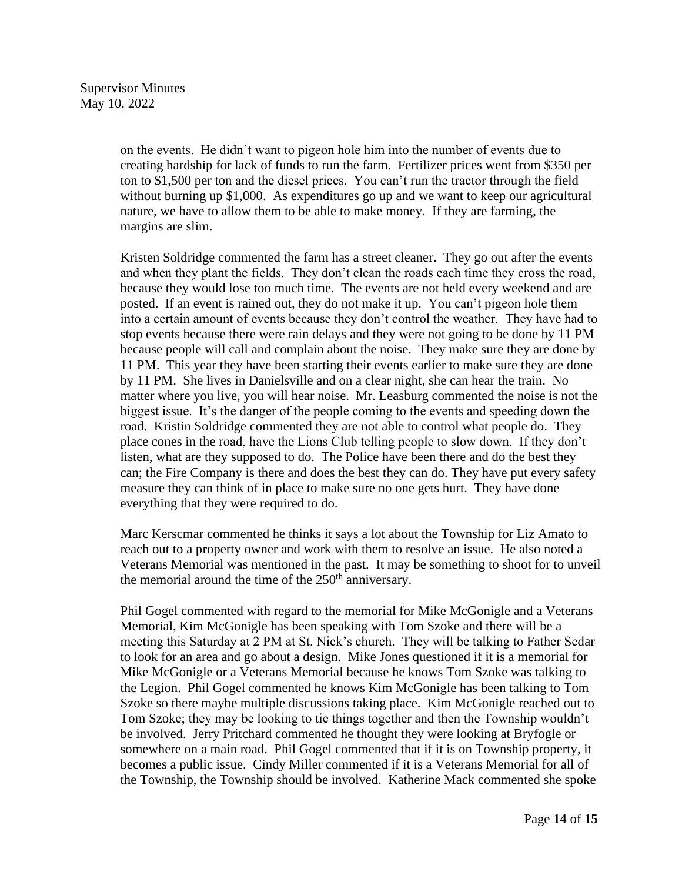on the events. He didn't want to pigeon hole him into the number of events due to creating hardship for lack of funds to run the farm. Fertilizer prices went from $350 per ton to $1,500 per ton and the diesel prices. You can't run the tractor through the field without burning up $1,000. As expenditures go up and we want to keep our agricultural nature, we have to allow them to be able to make money. If they are farming, the margins are slim.

Kristen Soldridge commented the farm has a street cleaner. They go out after the events and when they plant the fields. They don't clean the roads each time they cross the road, because they would lose too much time. The events are not held every weekend and are posted. If an event is rained out, they do not make it up. You can't pigeon hole them into a certain amount of events because they don't control the weather. They have had to stop events because there were rain delays and they were not going to be done by 11 PM because people will call and complain about the noise. They make sure they are done by 11 PM. This year they have been starting their events earlier to make sure they are done by 11 PM. She lives in Danielsville and on a clear night, she can hear the train. No matter where you live, you will hear noise. Mr. Leasburg commented the noise is not the biggest issue. It's the danger of the people coming to the events and speeding down the road. Kristin Soldridge commented they are not able to control what people do. They place cones in the road, have the Lions Club telling people to slow down. If they don't listen, what are they supposed to do. The Police have been there and do the best they can; the Fire Company is there and does the best they can do. They have put every safety measure they can think of in place to make sure no one gets hurt. They have done everything that they were required to do.

Marc Kerscmar commented he thinks it says a lot about the Township for Liz Amato to reach out to a property owner and work with them to resolve an issue. He also noted a Veterans Memorial was mentioned in the past. It may be something to shoot for to unveil the memorial around the time of the 250th anniversary.

Phil Gogel commented with regard to the memorial for Mike McGonigle and a Veterans Memorial, Kim McGonigle has been speaking with Tom Szoke and there will be a meeting this Saturday at 2 PM at St. Nick's church. They will be talking to Father Sedar to look for an area and go about a design. Mike Jones questioned if it is a memorial for Mike McGonigle or a Veterans Memorial because he knows Tom Szoke was talking to the Legion. Phil Gogel commented he knows Kim McGonigle has been talking to Tom Szoke so there maybe multiple discussions taking place. Kim McGonigle reached out to Tom Szoke; they may be looking to tie things together and then the Township wouldn't be involved. Jerry Pritchard commented he thought they were looking at Bryfogle or somewhere on a main road. Phil Gogel commented that if it is on Township property, it becomes a public issue. Cindy Miller commented if it is a Veterans Memorial for all of the Township, the Township should be involved. Katherine Mack commented she spoke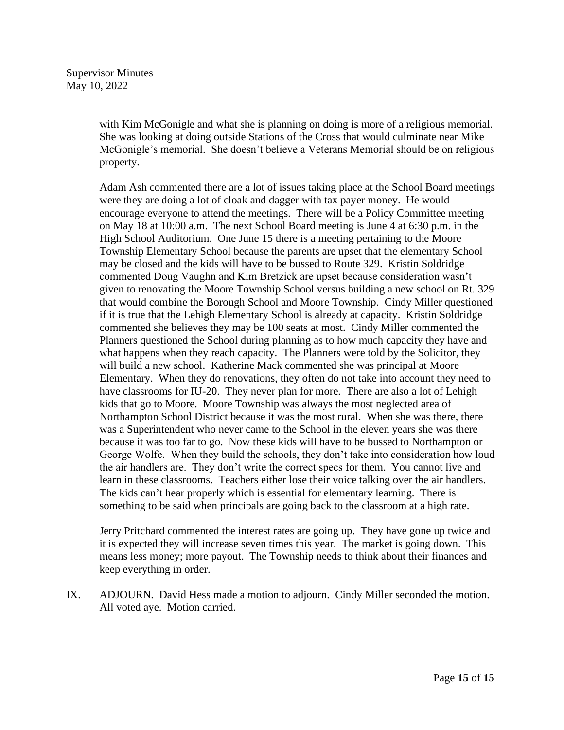with Kim McGonigle and what she is planning on doing is more of a religious memorial. She was looking at doing outside Stations of the Cross that would culminate near Mike McGonigle's memorial. She doesn't believe a Veterans Memorial should be on religious property.

Adam Ash commented there are a lot of issues taking place at the School Board meetings were they are doing a lot of cloak and dagger with tax payer money. He would encourage everyone to attend the meetings. There will be a Policy Committee meeting on May 18 at 10:00 a.m. The next School Board meeting is June 4 at 6:30 p.m. in the High School Auditorium. One June 15 there is a meeting pertaining to the Moore Township Elementary School because the parents are upset that the elementary School may be closed and the kids will have to be bussed to Route 329. Kristin Soldridge commented Doug Vaughn and Kim Bretzick are upset because consideration wasn't given to renovating the Moore Township School versus building a new school on Rt. 329 that would combine the Borough School and Moore Township. Cindy Miller questioned if it is true that the Lehigh Elementary School is already at capacity. Kristin Soldridge commented she believes they may be 100 seats at most. Cindy Miller commented the Planners questioned the School during planning as to how much capacity they have and what happens when they reach capacity. The Planners were told by the Solicitor, they will build a new school. Katherine Mack commented she was principal at Moore Elementary. When they do renovations, they often do not take into account they need to have classrooms for IU-20. They never plan for more. There are also a lot of Lehigh kids that go to Moore. Moore Township was always the most neglected area of Northampton School District because it was the most rural. When she was there, there was a Superintendent who never came to the School in the eleven years she was there because it was too far to go. Now these kids will have to be bussed to Northampton or George Wolfe. When they build the schools, they don't take into consideration how loud the air handlers are. They don't write the correct specs for them. You cannot live and learn in these classrooms. Teachers either lose their voice talking over the air handlers. The kids can't hear properly which is essential for elementary learning. There is something to be said when principals are going back to the classroom at a high rate.

Jerry Pritchard commented the interest rates are going up. They have gone up twice and it is expected they will increase seven times this year. The market is going down. This means less money; more payout. The Township needs to think about their finances and keep everything in order.

IX. ADJOURN. David Hess made a motion to adjourn. Cindy Miller seconded the motion. All voted aye. Motion carried.